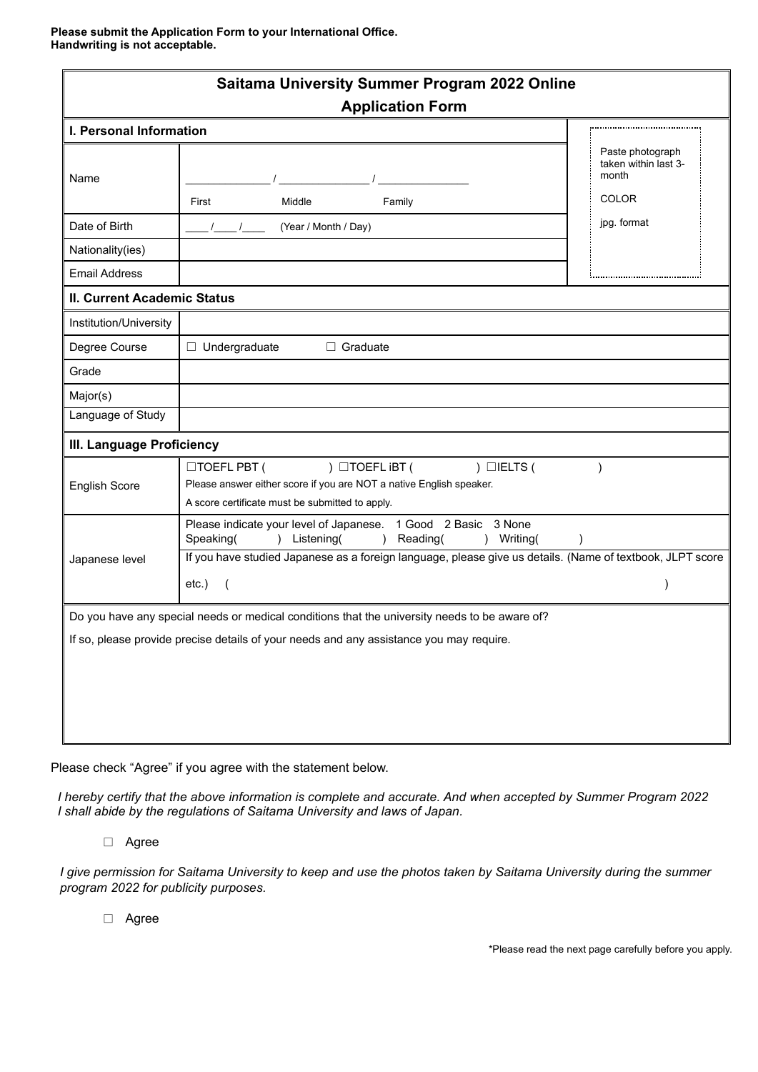**Please submit the Application Form to your International Office.**
**Handwriting is not acceptable.**

# Saitama University Summer Program 2022 Online
## Application Form

| **I. Personal Information** | | Paste photograph taken within last 3-month<br><br>COLOR<br><br>jpg. format |
|---|---|---|
| Name | _____________ / _______________ / _______________<br>First Middle Family | |
| Date of Birth | ____ /____ /____ (Year / Month / Day) | |
| Nationality(ies) | | |
| Email Address | | |

| **II. Current Academic Status** | |
|---|---|
| Institution/University | |
| Degree Course | ☐ Undergraduate ☐ Graduate |
| Grade | |
| Major(s) | |
| Language of Study | |

| **III. Language Proficiency** | |
|---|---|
| English Score | ☐TOEFL PBT ( ) ☐TOEFL iBT ( ) ☐IELTS ( )<br>Please answer either score if you are NOT a native English speaker.<br>A score certificate must be submitted to apply. |
| Japanese level | Please indicate your level of Japanese. 1 Good 2 Basic 3 None<br>Speaking( ) Listening( ) Reading( ) Writing( )<br>If you have studied Japanese as a foreign language, please give us details. (Name of textbook, JLPT score etc.) ( ) |

Do you have any special needs or medical conditions that the university needs to be aware of?

If so, please provide precise details of your needs and any assistance you may require.

Please check "Agree" if you agree with the statement below.

*I hereby certify that the above information is complete and accurate. And when accepted by Summer Program 2022 I shall abide by the regulations of Saitama University and laws of Japan.*

☐ Agree

*I give permission for Saitama University to keep and use the photos taken by Saitama University during the summer program 2022 for publicity purposes.*

☐ Agree

*Please read the next page carefully before you apply.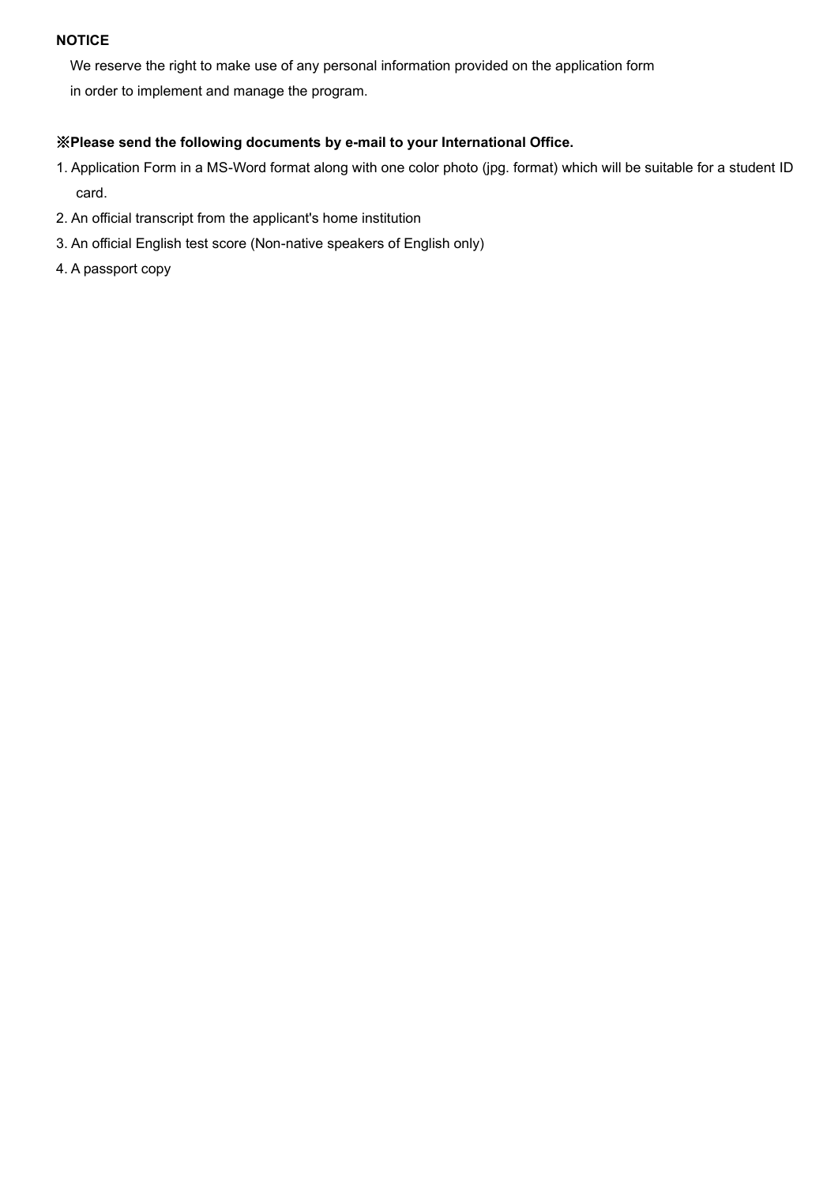**NOTICE**

We reserve the right to make use of any personal information provided on the application form in order to implement and manage the program.

**※Please send the following documents by e-mail to your International Office.**

1. Application Form in a MS-Word format along with one color photo (jpg. format) which will be suitable for a student ID card.
2. An official transcript from the applicant's home institution
3. An official English test score (Non-native speakers of English only)
4. A passport copy